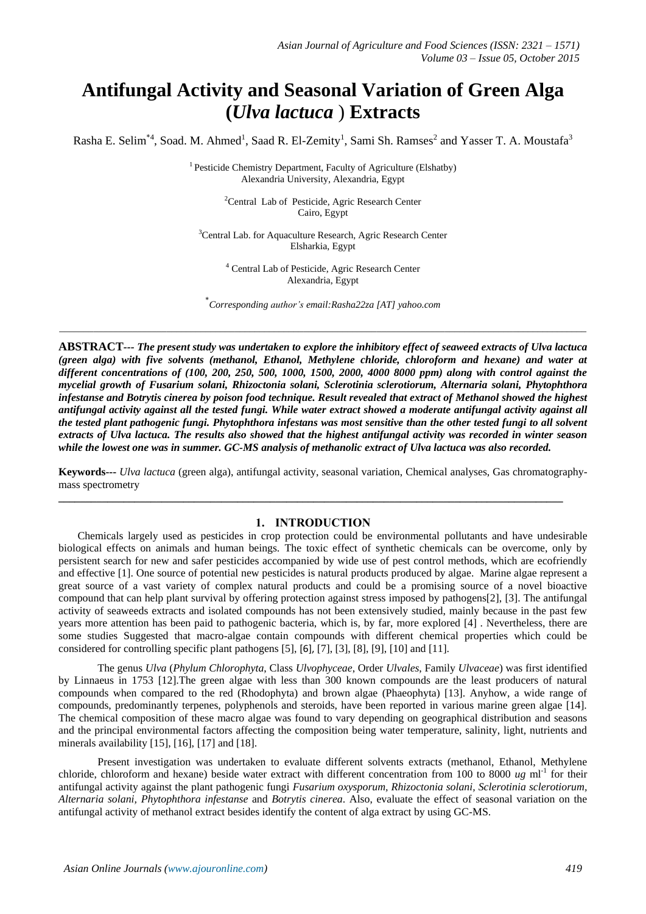# Antifungal Activity and Seasonal Variation of Green Alga (*Ulva lactuca* ) Extracts

Rasha E. Selim*[4], Soad. M. Ahmed[1], Saad R. El-Zemity[1], Sami Sh. Ramses[2] and Yasser T. A. Moustafa[3]

[1] Pesticide Chemistry Department, Faculty of Agriculture (Elshatby)
Alexandria University, Alexandria, Egypt

[2]Central Lab of Pesticide, Agric Research Center
Cairo, Egypt

[3]Central Lab. for Aquaculture Research, Agric Research Center
Elsharkia, Egypt

[4] Central Lab of Pesticide, Agric Research Center
Alexandria, Egypt

*Corresponding author's email:Rasha22za [AT] yahoo.com

---

**ABSTRACT---** ***The present study was undertaken to explore the inhibitory effect of seaweed extracts of Ulva lactuca (green alga) with five solvents (methanol, Ethanol, Methylene chloride, chloroform and hexane) and water at different concentrations of (100, 200, 250, 500, 1000, 1500, 2000, 4000 8000 ppm) along with control against the mycelial growth of Fusarium solani, Rhizoctonia solani, Sclerotinia sclerotiorum, Alternaria solani, Phytophthora infestanse and Botrytis cinerea by poison food technique. Result revealed that extract of Methanol showed the highest antifungal activity against all the tested fungi. While water extract showed a moderate antifungal activity against all the tested plant pathogenic fungi. Phytophthora infestans was most sensitive than the other tested fungi to all solvent extracts of Ulva lactuca. The results also showed that the highest antifungal activity was recorded in winter season while the lowest one was in summer. GC-MS analysis of methanolic extract of Ulva lactuca was also recorded.***

**Keywords---** *Ulva lactuca* (green alga), antifungal activity, seasonal variation, Chemical analyses, Gas chromatography-mass spectrometry

---

## 1. INTRODUCTION

Chemicals largely used as pesticides in crop protection could be environmental pollutants and have undesirable biological effects on animals and human beings. The toxic effect of synthetic chemicals can be overcome, only by persistent search for new and safer pesticides accompanied by wide use of pest control methods, which are ecofriendly and effective [1]. One source of potential new pesticides is natural products produced by algae. Marine algae represent a great source of a vast variety of complex natural products and could be a promising source of a novel bioactive compound that can help plant survival by offering protection against stress imposed by pathogens[2], [3]. The antifungal activity of seaweeds extracts and isolated compounds has not been extensively studied, mainly because in the past few years more attention has been paid to pathogenic bacteria, which is, by far, more explored [4] . Nevertheless, there are some studies Suggested that macro-algae contain compounds with different chemical properties which could be considered for controlling specific plant pathogens [5], [6], [7], [3], [8], [9], [10] and [11].

The genus *Ulva* (*Phylum Chlorophyta*, Class *Ulvophyceae*, Order *Ulvales*, Family *Ulvaceae*) was first identified by Linnaeus in 1753 [12].The green algae with less than 300 known compounds are the least producers of natural compounds when compared to the red (Rhodophyta) and brown algae (Phaeophyta) [13]. Anyhow, a wide range of compounds, predominantly terpenes, polyphenols and steroids, have been reported in various marine green algae [14]. The chemical composition of these macro algae was found to vary depending on geographical distribution and seasons and the principal environmental factors affecting the composition being water temperature, salinity, light, nutrients and minerals availability [15], [16], [17] and [18].

Present investigation was undertaken to evaluate different solvents extracts (methanol, Ethanol, Methylene chloride, chloroform and hexane) beside water extract with different concentration from 100 to 8000 *ug* $ml^{-1}$ for their antifungal activity against the plant pathogenic fungi *Fusarium oxysporum, Rhizoctonia solani, Sclerotinia sclerotiorum, Alternaria solani, Phytophthora infestanse* and *Botrytis cinerea*. Also, evaluate the effect of seasonal variation on the antifungal activity of methanol extract besides identify the content of alga extract by using GC-MS.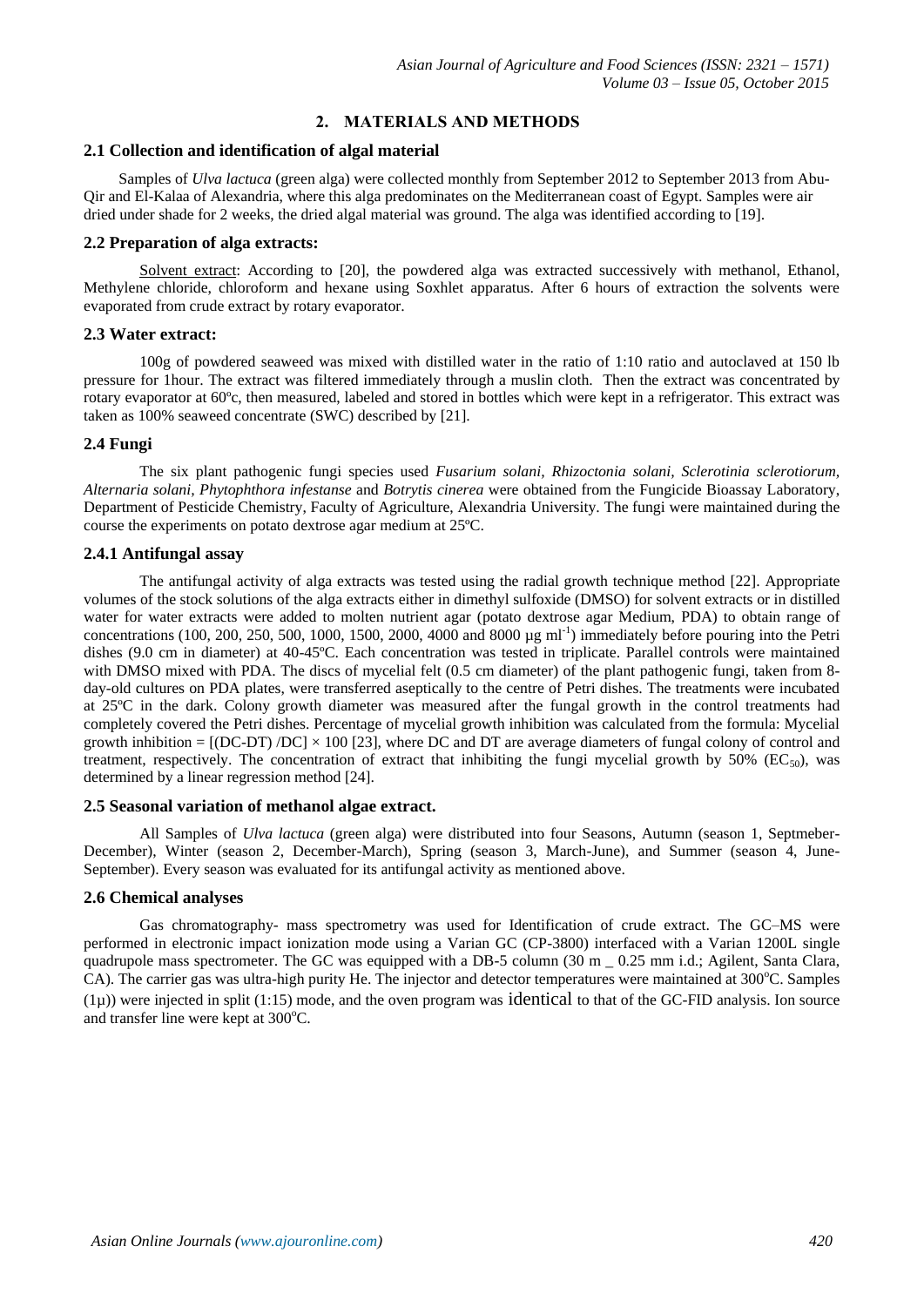## 2. MATERIALS AND METHODS

### 2.1 Collection and identification of algal material

Samples of *Ulva lactuca* (green alga) were collected monthly from September 2012 to September 2013 from Abu-Qir and El-Kalaa of Alexandria, where this alga predominates on the Mediterranean coast of Egypt. Samples were air dried under shade for 2 weeks, the dried algal material was ground. The alga was identified according to [19].

### 2.2 Preparation of alga extracts:

Solvent extract: According to [20], the powdered alga was extracted successively with methanol, Ethanol, Methylene chloride, chloroform and hexane using Soxhlet apparatus. After 6 hours of extraction the solvents were evaporated from crude extract by rotary evaporator.

### 2.3 Water extract:

100g of powdered seaweed was mixed with distilled water in the ratio of 1:10 ratio and autoclaved at 150 lb pressure for 1hour. The extract was filtered immediately through a muslin cloth. Then the extract was concentrated by rotary evaporator at 60ºc, then measured, labeled and stored in bottles which were kept in a refrigerator. This extract was taken as 100% seaweed concentrate (SWC) described by [21].

### 2.4 Fungi

The six plant pathogenic fungi species used *Fusarium solani, Rhizoctonia solani, Sclerotinia sclerotiorum, Alternaria solani, Phytophthora infestanse* and *Botrytis cinerea* were obtained from the Fungicide Bioassay Laboratory, Department of Pesticide Chemistry, Faculty of Agriculture, Alexandria University. The fungi were maintained during the course the experiments on potato dextrose agar medium at 25ºC.

### 2.4.1 Antifungal assay

The antifungal activity of alga extracts was tested using the radial growth technique method [22]. Appropriate volumes of the stock solutions of the alga extracts either in dimethyl sulfoxide (DMSO) for solvent extracts or in distilled water for water extracts were added to molten nutrient agar (potato dextrose agar Medium, PDA) to obtain range of concentrations (100, 200, 250, 500, 1000, 1500, 2000, 4000 and 8000 µg ml$^{-1}$) immediately before pouring into the Petri dishes (9.0 cm in diameter) at 40-45ºC. Each concentration was tested in triplicate. Parallel controls were maintained with DMSO mixed with PDA. The discs of mycelial felt (0.5 cm diameter) of the plant pathogenic fungi, taken from 8-day-old cultures on PDA plates, were transferred aseptically to the centre of Petri dishes. The treatments were incubated at 25ºC in the dark. Colony growth diameter was measured after the fungal growth in the control treatments had completely covered the Petri dishes. Percentage of mycelial growth inhibition was calculated from the formula: Mycelial growth inhibition = $[(DC\text{-}DT)/DC] \times 100$ [23], where DC and DT are average diameters of fungal colony of control and treatment, respectively. The concentration of extract that inhibiting the fungi mycelial growth by 50% ($EC_{50}$), was determined by a linear regression method [24].

### 2.5 Seasonal variation of methanol algae extract.

All Samples of *Ulva lactuca* (green alga) were distributed into four Seasons, Autumn (season 1, Septmeber-December), Winter (season 2, December-March), Spring (season 3, March-June), and Summer (season 4, June-September). Every season was evaluated for its antifungal activity as mentioned above.

### 2.6 Chemical analyses

Gas chromatography- mass spectrometry was used for Identification of crude extract. The GC–MS were performed in electronic impact ionization mode using a Varian GC (CP-3800) interfaced with a Varian 1200L single quadrupole mass spectrometer. The GC was equipped with a DB-5 column (30 m _ 0.25 mm i.d.; Agilent, Santa Clara, CA). The carrier gas was ultra-high purity He. The injector and detector temperatures were maintained at 300$^{o}$C. Samples (1µ)) were injected in split (1:15) mode, and the oven program was identical to that of the GC-FID analysis. Ion source and transfer line were kept at 300$^{o}$C.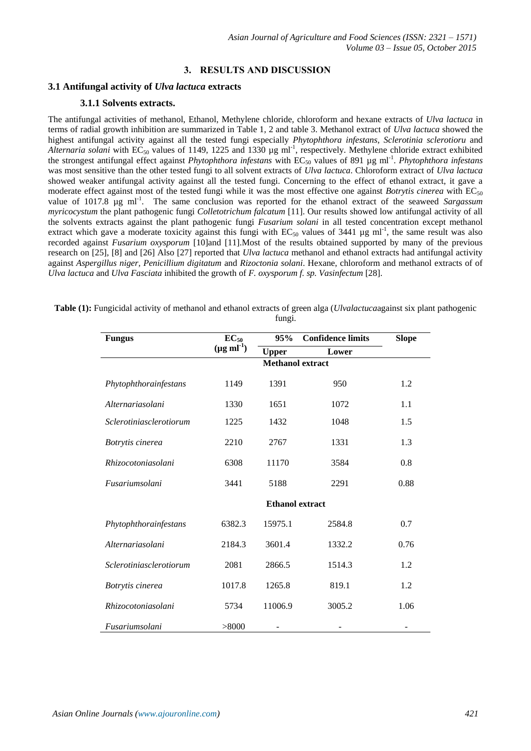## 3. RESULTS AND DISCUSSION

### 3.1 Antifungal activity of *Ulva lactuca* extracts

#### 3.1.1 Solvents extracts.

The antifungal activities of methanol, Ethanol, Methylene chloride, chloroform and hexane extracts of *Ulva lactuca* in terms of radial growth inhibition are summarized in Table 1, 2 and table 3. Methanol extract of *Ulva lactuca* showed the highest antifungal activity against all the tested fungi especially *Phytophthora infestans*, *Sclerotinia sclerotioru* and *Alternaria solani* with $EC_{50}$ values of 1149, 1225 and 1330 µg ml$^{-1}$, respectively. Methylene chloride extract exhibited the strongest antifungal effect against *Phytophthora infestans* with $EC_{50}$ values of 891 µg ml$^{-1}$. *Phytophthora infestans* was most sensitive than the other tested fungi to all solvent extracts of *Ulva lactuca*. Chloroform extract of *Ulva lactuca* showed weaker antifungal activity against all the tested fungi. Concerning to the effect of ethanol extract, it gave a moderate effect against most of the tested fungi while it was the most effective one against *Botrytis cinerea* with $EC_{50}$ value of 1017.8 µg ml$^{-1}$. The same conclusion was reported for the ethanol extract of the seaweed *Sargassum myricocystum* the plant pathogenic fungi *Colletotrichum falcatum* [11]. Our results showed low antifungal activity of all the solvents extracts against the plant pathogenic fungi *Fusarium solani* in all tested concentration except methanol extract which gave a moderate toxicity against this fungi with $EC_{50}$ values of 3441 µg ml$^{-1}$, the same result was also recorded against *Fusarium oxysporum* [10]and [11].Most of the results obtained supported by many of the previous research on [25], [8] and [26] Also [27] reported that *Ulva lactuca* methanol and ethanol extracts had antifungal activity against *Aspergillus niger, Penicillium digitatum* and *Rizoctonia solani*. Hexane, chloroform and methanol extracts of of *Ulva lactuca* and *Ulva Fasciata* inhibited the growth of *F. oxysporum f. sp. Vasinfectum* [28].

**Table (1):** Fungicidal activity of methanol and ethanol extracts of green alga (*Ulvalactuca*against six plant pathogenic fungi.

| Fungus | $EC_{50}$ (µg ml$^{-1}$) | 95% Confidence limits | | Slope |
|---|---|---|---|---|
| | | Upper | Lower | |
| | | **Methanol extract** | | |
| *Phytophthorainfestans* | 1149 | 1391 | 950 | 1.2 |
| *Alternariasolani* | 1330 | 1651 | 1072 | 1.1 |
| *Sclerotiniasclerotiorum* | 1225 | 1432 | 1048 | 1.5 |
| *Botrytis cinerea* | 2210 | 2767 | 1331 | 1.3 |
| *Rhizocotoniasolani* | 6308 | 11170 | 3584 | 0.8 |
| *Fusariumsolani* | 3441 | 5188 | 2291 | 0.88 |
| | | **Ethanol extract** | | |
| *Phytophthorainfestans* | 6382.3 | 15975.1 | 2584.8 | 0.7 |
| *Alternariasolani* | 2184.3 | 3601.4 | 1332.2 | 0.76 |
| *Sclerotiniasclerotiorum* | 2081 | 2866.5 | 1514.3 | 1.2 |
| *Botrytis cinerea* | 1017.8 | 1265.8 | 819.1 | 1.2 |
| *Rhizocotoniasolani* | 5734 | 11006.9 | 3005.2 | 1.06 |
| *Fusariumsolani* | >8000 | - | - | - |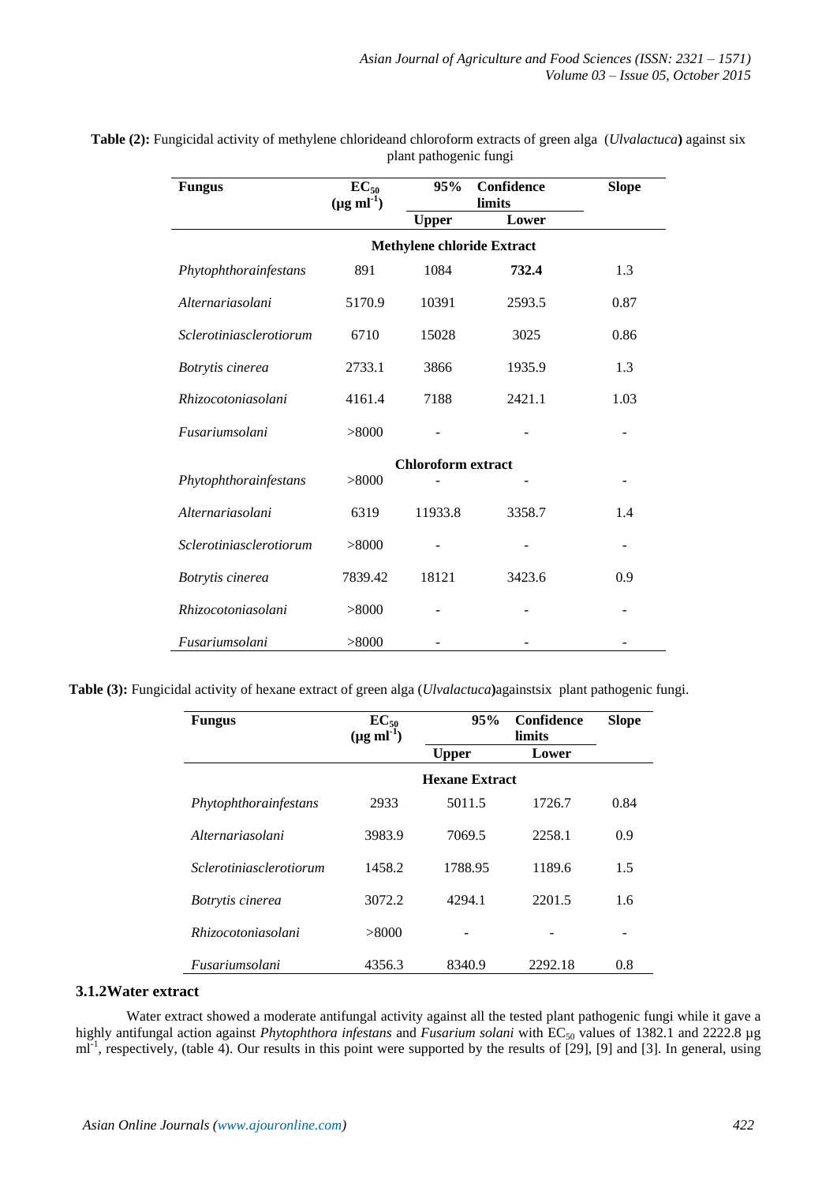**Table (2):** Fungicidal activity of methylene chlorideand chloroform extracts of green alga (*Ulvalactuca*) against six plant pathogenic fungi

| Fungus | $EC_{50}$ ($\mu g\ ml^{-1}$) | 95% Confidence limits | | Slope |
|---|---|---|---|---|
| | | Upper | Lower | |
| | | **Methylene chloride Extract** | | |
| *Phytophthorainfestans* | 891 | 1084 | **732.4** | 1.3 |
| *Alternariasolani* | 5170.9 | 10391 | 2593.5 | 0.87 |
| *Sclerotiniasclerotiorum* | 6710 | 15028 | 3025 | 0.86 |
| *Botrytis cinerea* | 2733.1 | 3866 | 1935.9 | 1.3 |
| *Rhizocotoniasolani* | 4161.4 | 7188 | 2421.1 | 1.03 |
| *Fusariumsolani* | >8000 | - | - | - |
| | | **Chloroform extract** | | |
| *Phytophthorainfestans* | >8000 | - | - | - |
| *Alternariasolani* | 6319 | 11933.8 | 3358.7 | 1.4 |
| *Sclerotiniasclerotiorum* | >8000 | - | - | - |
| *Botrytis cinerea* | 7839.42 | 18121 | 3423.6 | 0.9 |
| *Rhizocotoniasolani* | >8000 | - | - | - |
| *Fusariumsolani* | >8000 | - | - | - |

**Table (3):** Fungicidal activity of hexane extract of green alga (*Ulvalactuca*)againstsix plant pathogenic fungi.

| Fungus | $EC_{50}$ ($\mu g\ ml^{-1}$) | 95% Confidence limits | | Slope |
|---|---|---|---|---|
| | | Upper | Lower | |
| | | **Hexane Extract** | | |
| *Phytophthorainfestans* | 2933 | 5011.5 | 1726.7 | 0.84 |
| *Alternariasolani* | 3983.9 | 7069.5 | 2258.1 | 0.9 |
| *Sclerotiniasclerotiorum* | 1458.2 | 1788.95 | 1189.6 | 1.5 |
| *Botrytis cinerea* | 3072.2 | 4294.1 | 2201.5 | 1.6 |
| *Rhizocotoniasolani* | >8000 | - | - | - |
| *Fusariumsolani* | 4356.3 | 8340.9 | 2292.18 | 0.8 |

### 3.1.2Water extract

Water extract showed a moderate antifungal activity against all the tested plant pathogenic fungi while it gave a highly antifungal action against *Phytophthora infestans* and *Fusarium solani* with $EC_{50}$ values of 1382.1 and 2222.8 $\mu g\ ml^{-1}$, respectively, (table 4). Our results in this point were supported by the results of [29], [9] and [3]. In general, using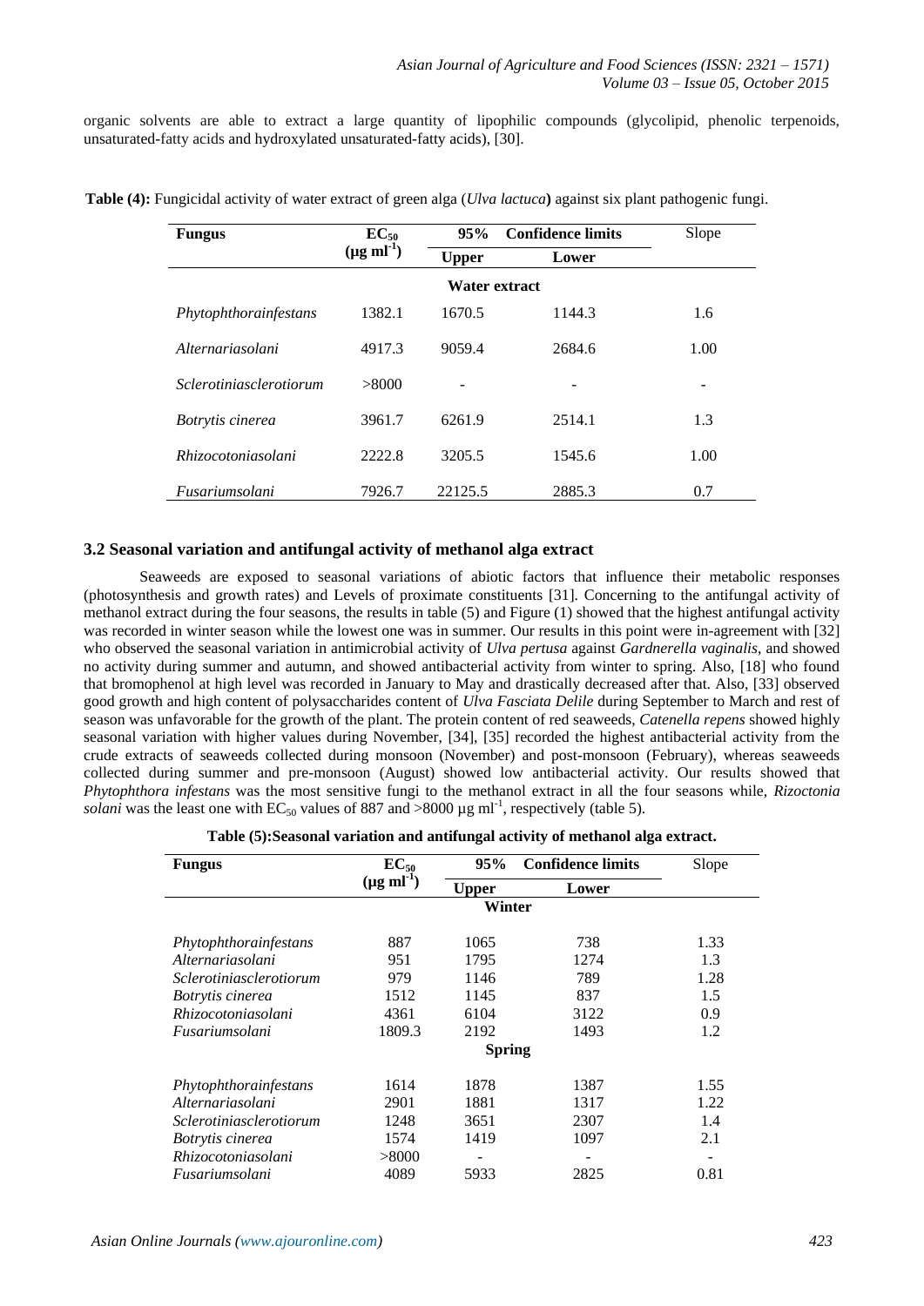organic solvents are able to extract a large quantity of lipophilic compounds (glycolipid, phenolic terpenoids, unsaturated-fatty acids and hydroxylated unsaturated-fatty acids), [30].

**Table (4):** Fungicidal activity of water extract of green alga (*Ulva lactuca*) against six plant pathogenic fungi.

| Fungus | $EC_{50}$ ($\mu g\ ml^{-1}$) | 95% Confidence limits | | Slope |
|---|---|---|---|---|
| | | Upper | Lower | |
| **Water extract** | | | | |
| *Phytophthorainfestans* | 1382.1 | 1670.5 | 1144.3 | 1.6 |
| *Alternariasolani* | 4917.3 | 9059.4 | 2684.6 | 1.00 |
| *Sclerotiniasclerotiorum* | >8000 | - | - | - |
| *Botrytis cinerea* | 3961.7 | 6261.9 | 2514.1 | 1.3 |
| *Rhizocotoniasolani* | 2222.8 | 3205.5 | 1545.6 | 1.00 |
| *Fusariumsolani* | 7926.7 | 22125.5 | 2885.3 | 0.7 |

### 3.2 Seasonal variation and antifungal activity of methanol alga extract

Seaweeds are exposed to seasonal variations of abiotic factors that influence their metabolic responses (photosynthesis and growth rates) and Levels of proximate constituents [31]. Concerning to the antifungal activity of methanol extract during the four seasons, the results in table (5) and Figure (1) showed that the highest antifungal activity was recorded in winter season while the lowest one was in summer. Our results in this point were in-agreement with [32] who observed the seasonal variation in antimicrobial activity of *Ulva pertusa* against *Gardnerella vaginalis*, and showed no activity during summer and autumn, and showed antibacterial activity from winter to spring. Also, [18] who found that bromophenol at high level was recorded in January to May and drastically decreased after that. Also, [33] observed good growth and high content of polysaccharides content of *Ulva Fasciata Delile* during September to March and rest of season was unfavorable for the growth of the plant. The protein content of red seaweeds, *Catenella repens* showed highly seasonal variation with higher values during November, [34], [35] recorded the highest antibacterial activity from the crude extracts of seaweeds collected during monsoon (November) and post-monsoon (February), whereas seaweeds collected during summer and pre-monsoon (August) showed low antibacterial activity. Our results showed that *Phytophthora infestans* was the most sensitive fungi to the methanol extract in all the four seasons while, *Rizoctonia solani* was the least one with $EC_{50}$ values of 887 and >8000 $\mu g\ ml^{-1}$, respectively (table 5).

**Table (5):Seasonal variation and antifungal activity of methanol alga extract.**

| Fungus | $EC_{50}$ ($\mu g\ ml^{-1}$) | 95% Confidence limits | | Slope |
|---|---|---|---|---|
| | | Upper | Lower | |
| **Winter** | | | | |
| *Phytophthorainfestans* | 887 | 1065 | 738 | 1.33 |
| *Alternariasolani* | 951 | 1795 | 1274 | 1.3 |
| *Sclerotiniasclerotiorum* | 979 | 1146 | 789 | 1.28 |
| *Botrytis cinerea* | 1512 | 1145 | 837 | 1.5 |
| *Rhizocotoniasolani* | 4361 | 6104 | 3122 | 0.9 |
| *Fusariumsolani* | 1809.3 | 2192 | 1493 | 1.2 |
| **Spring** | | | | |
| *Phytophthorainfestans* | 1614 | 1878 | 1387 | 1.55 |
| *Alternariasolani* | 2901 | 1881 | 1317 | 1.22 |
| *Sclerotiniasclerotiorum* | 1248 | 3651 | 2307 | 1.4 |
| *Botrytis cinerea* | 1574 | 1419 | 1097 | 2.1 |
| *Rhizocotoniasolani* | >8000 | - | - | - |
| *Fusariumsolani* | 4089 | 5933 | 2825 | 0.81 |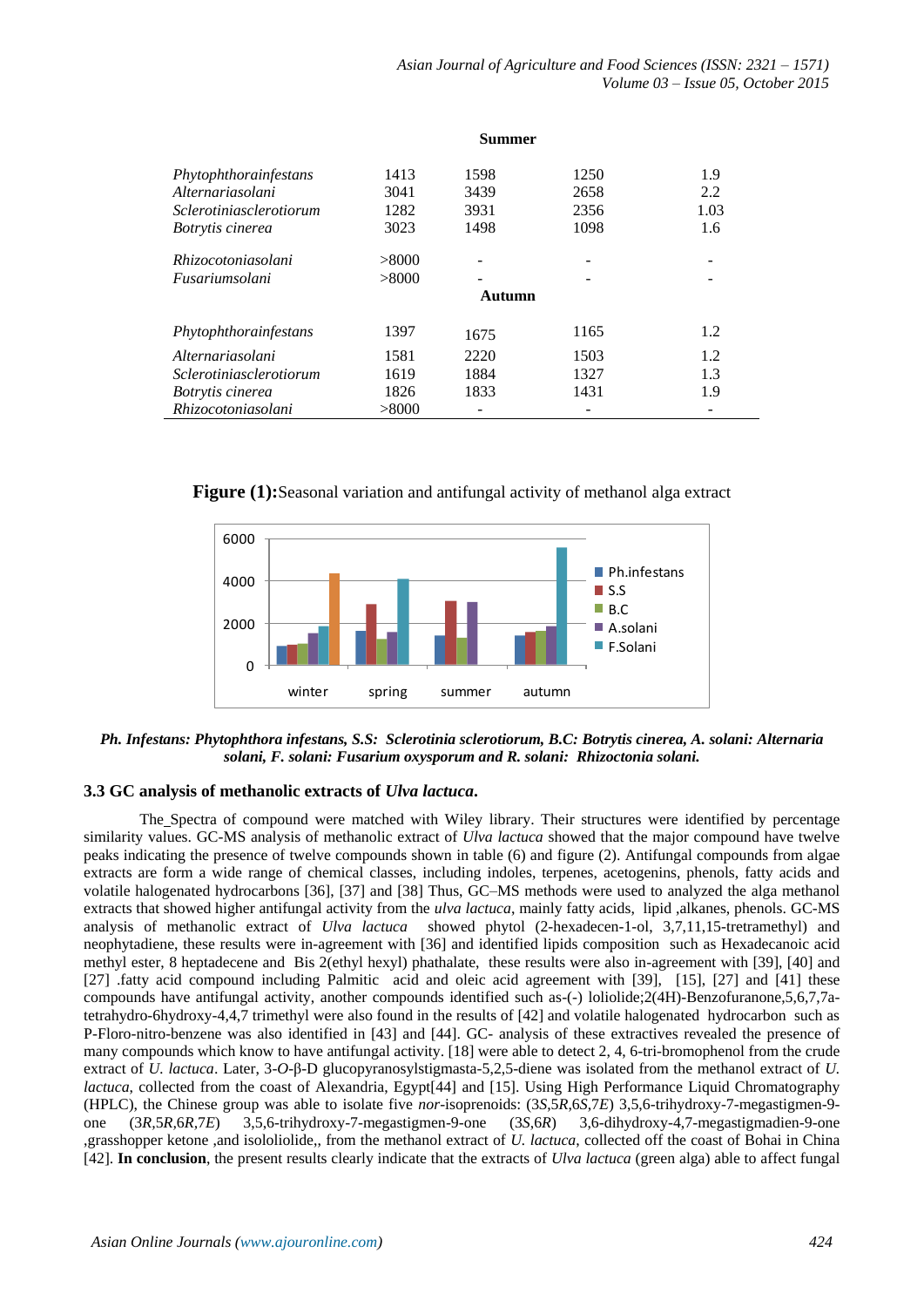| | | | | |
|---|---|---|---|---|
| | | **Summer** | | |
| *Phytophthorainfestans* | 1413 | 1598 | 1250 | 1.9 |
| *Alternariasolani* | 3041 | 3439 | 2658 | 2.2 |
| *Sclerotiniasclerotiorum* | 1282 | 3931 | 2356 | 1.03 |
| *Botrytis cinerea* | 3023 | 1498 | 1098 | 1.6 |
| *Rhizocotoniasolani* | >8000 | - | - | - |
| *Fusariumsolani* | >8000 | - | - | - |
| | | **Autumn** | | |
| *Phytophthorainfestans* | 1397 | 1675 | 1165 | 1.2 |
| *Alternariasolani* | 1581 | 2220 | 1503 | 1.2 |
| *Sclerotiniasclerotiorum* | 1619 | 1884 | 1327 | 1.3 |
| *Botrytis cinerea* | 1826 | 1833 | 1431 | 1.9 |
| *Rhizocotoniasolani* | >8000 | - | - | - |

**Figure (1):**Seasonal variation and antifungal activity of methanol alga extract

***Ph. Infestans: Phytophthora infestans, S.S: Sclerotinia sclerotiorum, B.C: Botrytis cinerea, A. solani: Alternaria solani, F. solani: Fusarium oxysporum and R. solani: Rhizoctonia solani.***

### 3.3 GC analysis of methanolic extracts of *Ulva lactuca*.

The_Spectra of compound were matched with Wiley library. Their structures were identified by percentage similarity values. GC-MS analysis of methanolic extract of *Ulva lactuca* showed that the major compound have twelve peaks indicating the presence of twelve compounds shown in table (6) and figure (2). Antifungal compounds from algae extracts are form a wide range of chemical classes, including indoles, terpenes, acetogenins, phenols, fatty acids and volatile halogenated hydrocarbons [36], [37] and [38] Thus, GC–MS methods were used to analyzed the alga methanol extracts that showed higher antifungal activity from the *ulva lactuca*, mainly fatty acids, lipid ,alkanes, phenols. GC-MS analysis of methanolic extract of *Ulva lactuca* showed phytol (2-hexadecen-1-ol, 3,7,11,15-tretramethyl) and neophytadiene, these results were in-agreement with [36] and identified lipids composition such as Hexadecanoic acid methyl ester, 8 heptadecene and Bis 2(ethyl hexyl) phathalate, these results were also in-agreement with [39], [40] and [27] .fatty acid compound including Palmitic acid and oleic acid agreement with [39], [15], [27] and [41] these compounds have antifungal activity, another compounds identified such as-(-) loliolide;2(4H)-Benzofuranone,5,6,7,7a-tetrahydro-6hydroxy-4,4,7 trimethyl were also found in the results of [42] and volatile halogenated hydrocarbon such as P-Floro-nitro-benzene was also identified in [43] and [44]. GC- analysis of these extractives revealed the presence of many compounds which know to have antifungal activity. [18] were able to detect 2, 4, 6-tri-bromophenol from the crude extract of *U. lactuca*. Later, 3-*O*-β-D glucopyranosylstigmasta-5,2,5-diene was isolated from the methanol extract of *U. lactuca*, collected from the coast of Alexandria, Egypt[44] and [15]. Using High Performance Liquid Chromatography (HPLC), the Chinese group was able to isolate five *nor*-isoprenoids: (3*S*,5*R*,6*S*,7*E*) 3,5,6-trihydroxy-7-megastigmen-9-one (3*R*,5*R*,6*R*,7*E*) 3,5,6-trihydroxy-7-megastigmen-9-one (3*S*,6*R*) 3,6-dihydroxy-4,7-megastigmadien-9-one ,grasshopper ketone ,and isololiolide,, from the methanol extract of *U. lactuca*, collected off the coast of Bohai in China [42]. **In conclusion**, the present results clearly indicate that the extracts of *Ulva lactuca* (green alga) able to affect fungal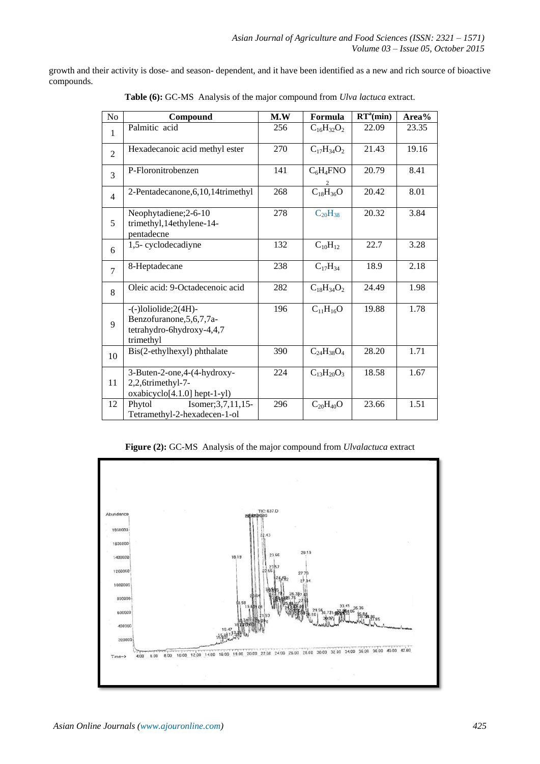growth and their activity is dose- and season- dependent, and it have been identified as a new and rich source of bioactive compounds.

**Table (6):** GC-MS Analysis of the major compound from *Ulva lactuca* extract.

| No | Compound | M.W | Formula | RT[a](min) | Area% |
|---|---|---|---|---|---|
| 1 | Palmitic acid | 256 | $C_{16}H_{32}O_2$ | 22.09 | 23.35 |
| 2 | Hexadecanoic acid methyl ester | 270 | $C_{17}H_{34}O_2$ | 21.43 | 19.16 |
| 3 | P-Floronitrobenzen | 141 | $C_6H_4FNO_2$ | 20.79 | 8.41 |
| 4 | 2-Pentadecanone,6,10,14trimethyl | 268 | $C_{18}H_{36}O$ | 20.42 | 8.01 |
| 5 | Neophytadiene;2-6-10 trimethyl,14ethylene-14-pentadecne | 278 | $C_{20}H_{38}$ | 20.32 | 3.84 |
| 6 | 1,5- cyclodecadiyne | 132 | $C_{10}H_{12}$ | 22.7 | 3.28 |
| 7 | 8-Heptadecane | 238 | $C_{17}H_{34}$ | 18.9 | 2.18 |
| 8 | Oleic acid: 9-Octadecenoic acid | 282 | $C_{18}H_{34}O_2$ | 24.49 | 1.98 |
| 9 | -(-)loliolide;2(4H)-Benzofuranone,5,6,7,7a-tetrahydro-6hydroxy-4,4,7 trimethyl | 196 | $C_{11}H_{16}O$ | 19.88 | 1.78 |
| 10 | Bis(2-ethylhexyl) phthalate | 390 | $C_{24}H_{38}O_4$ | 28.20 | 1.71 |
| 11 | 3-Buten-2-one,4-(4-hydroxy-2,2,6trimethyl-7-oxabicyclo[4.1.0] hept-1-yl) | 224 | $C_{13}H_{20}O_3$ | 18.58 | 1.67 |
| 12 | Phytol Isomer;3,7,11,15-Tetramethyl-2-hexadecen-1-ol | 296 | $C_{20}H_{40}O$ | 23.66 | 1.51 |

**Figure (2):** GC-MS Analysis of the major compound from *Ulvalactuca* extract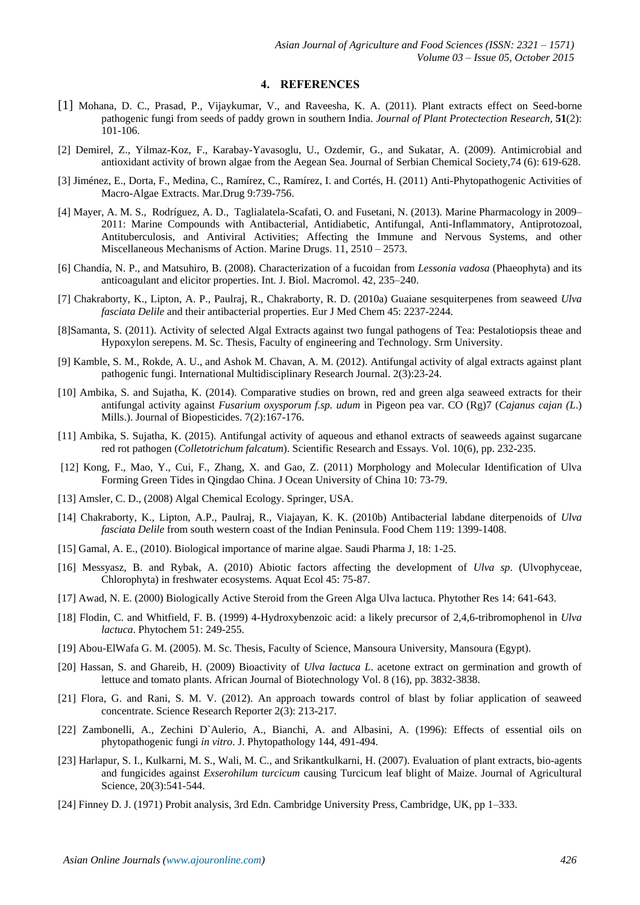## 4. REFERENCES

[1] Mohana, D. C., Prasad, P., Vijaykumar, V., and Raveesha, K. A. (2011). Plant extracts effect on Seed-borne pathogenic fungi from seeds of paddy grown in southern India. *Journal of Plant Protectection Research,* **51**(2): 101-106.

[2] Demirel, Z., Yilmaz-Koz, F., Karabay-Yavasoglu, U., Ozdemir, G., and Sukatar, A. (2009). Antimicrobial and antioxidant activity of brown algae from the Aegean Sea. Journal of Serbian Chemical Society,74 (6): 619-628.

[3] Jiménez, E., Dorta, F., Medina, C., Ramírez, C., Ramírez, I. and Cortés, H. (2011) Anti-Phytopathogenic Activities of Macro-Algae Extracts. Mar.Drug 9:739-756.

[4] Mayer, A. M. S., Rodríguez, A. D., Taglialatela-Scafati, O. and Fusetani, N. (2013). Marine Pharmacology in 2009–2011: Marine Compounds with Antibacterial, Antidiabetic, Antifungal, Anti-Inflammatory, Antiprotozoal, Antituberculosis, and Antiviral Activities; Affecting the Immune and Nervous Systems, and other Miscellaneous Mechanisms of Action. Marine Drugs. 11, 2510 – 2573.

[6] Chandía, N. P., and Matsuhiro, B. (2008). Characterization of a fucoidan from *Lessonia vadosa* (Phaeophyta) and its anticoagulant and elicitor properties. Int. J. Biol. Macromol. 42, 235–240.

[7] Chakraborty, K., Lipton, A. P., Paulraj, R., Chakraborty, R. D. (2010a) Guaiane sesquiterpenes from seaweed *Ulva fasciata Delile* and their antibacterial properties. Eur J Med Chem 45: 2237-2244.

[8]Samanta, S. (2011). Activity of selected Algal Extracts against two fungal pathogens of Tea: Pestalotiopsis theae and Hypoxylon serepens. M. Sc. Thesis, Faculty of engineering and Technology. Srm University.

[9] Kamble, S. M., Rokde, A. U., and Ashok M. Chavan, A. M. (2012). Antifungal activity of algal extracts against plant pathogenic fungi. International Multidisciplinary Research Journal. 2(3):23-24.

[10] Ambika, S. and Sujatha, K. (2014). Comparative studies on brown, red and green alga seaweed extracts for their antifungal activity against *Fusarium oxysporum f.sp. udum* in Pigeon pea var. CO (Rg)7 (*Cajanus cajan (L.*) Mills.). Journal of Biopesticides. 7(2):167-176.

[11] Ambika, S. Sujatha, K. (2015). Antifungal activity of aqueous and ethanol extracts of seaweeds against sugarcane red rot pathogen (*Colletotrichum falcatum*). Scientific Research and Essays. Vol. 10(6), pp. 232-235.

[12] Kong, F., Mao, Y., Cui, F., Zhang, X. and Gao, Z. (2011) Morphology and Molecular Identification of Ulva Forming Green Tides in Qingdao China. J Ocean University of China 10: 73-79.

[13] Amsler, C. D., (2008) Algal Chemical Ecology. Springer, USA.

[14] Chakraborty, K., Lipton, A.P., Paulraj, R., Viajayan, K. K. (2010b) Antibacterial labdane diterpenoids of *Ulva fasciata Delile* from south western coast of the Indian Peninsula. Food Chem 119: 1399-1408.

[15] Gamal, A. E., (2010). Biological importance of marine algae. Saudi Pharma J, 18: 1-25.

[16] Messyasz, B. and Rybak, A. (2010) Abiotic factors affecting the development of *Ulva sp*. (Ulvophyceae, Chlorophyta) in freshwater ecosystems. Aquat Ecol 45: 75-87.

[17] Awad, N. E. (2000) Biologically Active Steroid from the Green Alga Ulva lactuca. Phytother Res 14: 641-643.

[18] Flodin, C. and Whitfield, F. B. (1999) 4-Hydroxybenzoic acid: a likely precursor of 2,4,6-tribromophenol in *Ulva lactuca*. Phytochem 51: 249-255.

[19] Abou-ElWafa G. M. (2005). M. Sc. Thesis, Faculty of Science, Mansoura University, Mansoura (Egypt).

[20] Hassan, S. and Ghareib, H. (2009) Bioactivity of *Ulva lactuca L*. acetone extract on germination and growth of lettuce and tomato plants. African Journal of Biotechnology Vol. 8 (16), pp. 3832-3838.

[21] Flora, G. and Rani, S. M. V. (2012). An approach towards control of blast by foliar application of seaweed concentrate. Science Research Reporter 2(3): 213-217.

[22] Zambonelli, A., Zechini D`Aulerio, A., Bianchi, A. and Albasini, A. (1996): Effects of essential oils on phytopathogenic fungi *in vitro*. J. Phytopathology 144, 491-494.

[23] Harlapur, S. I., Kulkarni, M. S., Wali, M. C., and Srikantkulkarni, H. (2007). Evaluation of plant extracts, bio-agents and fungicides against *Exserohilum turcicum* causing Turcicum leaf blight of Maize. Journal of Agricultural Science, 20(3):541-544.

[24] Finney D. J. (1971) Probit analysis, 3rd Edn. Cambridge University Press, Cambridge, UK, pp 1–333.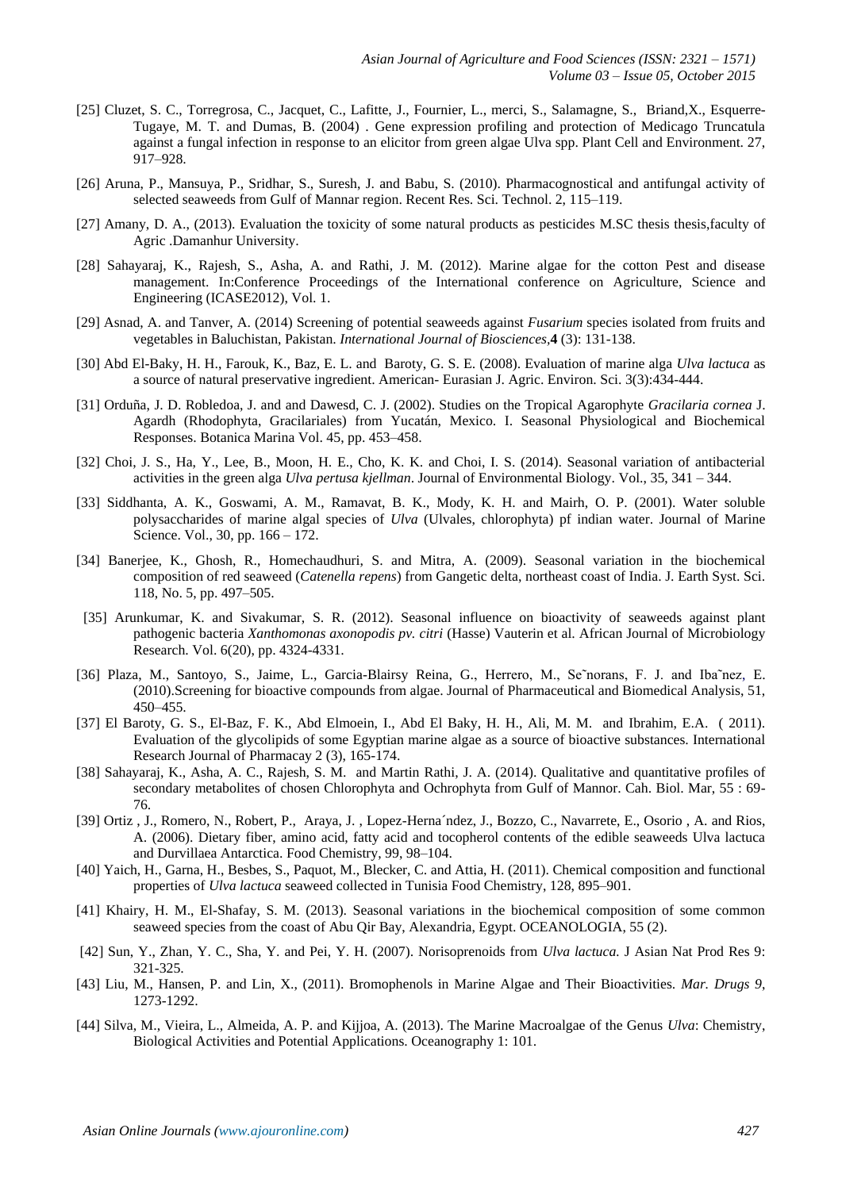[25] Cluzet, S. C., Torregrosa, C., Jacquet, C., Lafitte, J., Fournier, L., merci, S., Salamagne, S., Briand,X., Esquerre-Tugaye, M. T. and Dumas, B. (2004) . Gene expression profiling and protection of Medicago Truncatula against a fungal infection in response to an elicitor from green algae Ulva spp. Plant Cell and Environment. 27, 917–928.

[26] Aruna, P., Mansuya, P., Sridhar, S., Suresh, J. and Babu, S. (2010). Pharmacognostical and antifungal activity of selected seaweeds from Gulf of Mannar region. Recent Res. Sci. Technol. 2, 115–119.

[27] Amany, D. A., (2013). Evaluation the toxicity of some natural products as pesticides M.SC thesis thesis,faculty of Agric .Damanhur University.

[28] Sahayaraj, K., Rajesh, S., Asha, A. and Rathi, J. M. (2012). Marine algae for the cotton Pest and disease management. In:Conference Proceedings of the International conference on Agriculture, Science and Engineering (ICASE2012), Vol. 1.

[29] Asnad, A. and Tanver, A. (2014) Screening of potential seaweeds against *Fusarium* species isolated from fruits and vegetables in Baluchistan, Pakistan. *International Journal of Biosciences*,**4** (3): 131-138.

[30] Abd El-Baky, H. H., Farouk, K., Baz, E. L. and Baroty, G. S. E. (2008). Evaluation of marine alga *Ulva lactuca* as a source of natural preservative ingredient. American- Eurasian J. Agric. Environ. Sci. 3(3):434-444.

[31] Orduña, J. D. Robledoa, J. and and Dawesd, C. J. (2002). Studies on the Tropical Agarophyte *Gracilaria cornea* J. Agardh (Rhodophyta, Gracilariales) from Yucatán, Mexico. I. Seasonal Physiological and Biochemical Responses. Botanica Marina Vol. 45, pp. 453–458.

[32] Choi, J. S., Ha, Y., Lee, B., Moon, H. E., Cho, K. K. and Choi, I. S. (2014). Seasonal variation of antibacterial activities in the green alga *Ulva pertusa kjellman*. Journal of Environmental Biology. Vol., 35, 341 – 344.

[33] Siddhanta, A. K., Goswami, A. M., Ramavat, B. K., Mody, K. H. and Mairh, O. P. (2001). Water soluble polysaccharides of marine algal species of *Ulva* (Ulvales, chlorophyta) pf indian water. Journal of Marine Science. Vol., 30, pp. 166 – 172.

[34] Banerjee, K., Ghosh, R., Homechaudhuri, S. and Mitra, A. (2009). Seasonal variation in the biochemical composition of red seaweed (*Catenella repens*) from Gangetic delta, northeast coast of India. J. Earth Syst. Sci. 118, No. 5, pp. 497–505.

[35] Arunkumar, K. and Sivakumar, S. R. (2012). Seasonal influence on bioactivity of seaweeds against plant pathogenic bacteria *Xanthomonas axonopodis pv. citri* (Hasse) Vauterin et al. African Journal of Microbiology Research. Vol. 6(20), pp. 4324-4331.

[36] Plaza, M., Santoyo, S., Jaime, L., Garcia-Blairsy Reina, G., Herrero, M., Se˜norans, F. J. and Iba˜nez, E. (2010).Screening for bioactive compounds from algae. Journal of Pharmaceutical and Biomedical Analysis, 51, 450–455.

[37] El Baroty, G. S., El-Baz, F. K., Abd Elmoein, I., Abd El Baky, H. H., Ali, M. M. and Ibrahim, E.A. ( 2011). Evaluation of the glycolipids of some Egyptian marine algae as a source of bioactive substances. International Research Journal of Pharmacay 2 (3), 165-174.

[38] Sahayaraj, K., Asha, A. C., Rajesh, S. M. and Martin Rathi, J. A. (2014). Qualitative and quantitative profiles of secondary metabolites of chosen Chlorophyta and Ochrophyta from Gulf of Mannor. Cah. Biol. Mar, 55 : 69-76.

[39] Ortiz , J., Romero, N., Robert, P., Araya, J. , Lopez-Herna´ndez, J., Bozzo, C., Navarrete, E., Osorio , A. and Rios, A. (2006). Dietary fiber, amino acid, fatty acid and tocopherol contents of the edible seaweeds Ulva lactuca and Durvillaea Antarctica. Food Chemistry, 99, 98–104.

[40] Yaich, H., Garna, H., Besbes, S., Paquot, M., Blecker, C. and Attia, H. (2011). Chemical composition and functional properties of *Ulva lactuca* seaweed collected in Tunisia Food Chemistry, 128, 895–901.

[41] Khairy, H. M., El-Shafay, S. M. (2013). Seasonal variations in the biochemical composition of some common seaweed species from the coast of Abu Qir Bay, Alexandria, Egypt. OCEANOLOGIA, 55 (2).

[42] Sun, Y., Zhan, Y. C., Sha, Y. and Pei, Y. H. (2007). Norisoprenoids from *Ulva lactuca.* J Asian Nat Prod Res 9: 321-325.

[43] Liu, M., Hansen, P. and Lin, X., (2011). Bromophenols in Marine Algae and Their Bioactivities. *Mar. Drugs 9*, 1273-1292.

[44] Silva, M., Vieira, L., Almeida, A. P. and Kijjoa, A. (2013). The Marine Macroalgae of the Genus *Ulva*: Chemistry, Biological Activities and Potential Applications. Oceanography 1: 101.